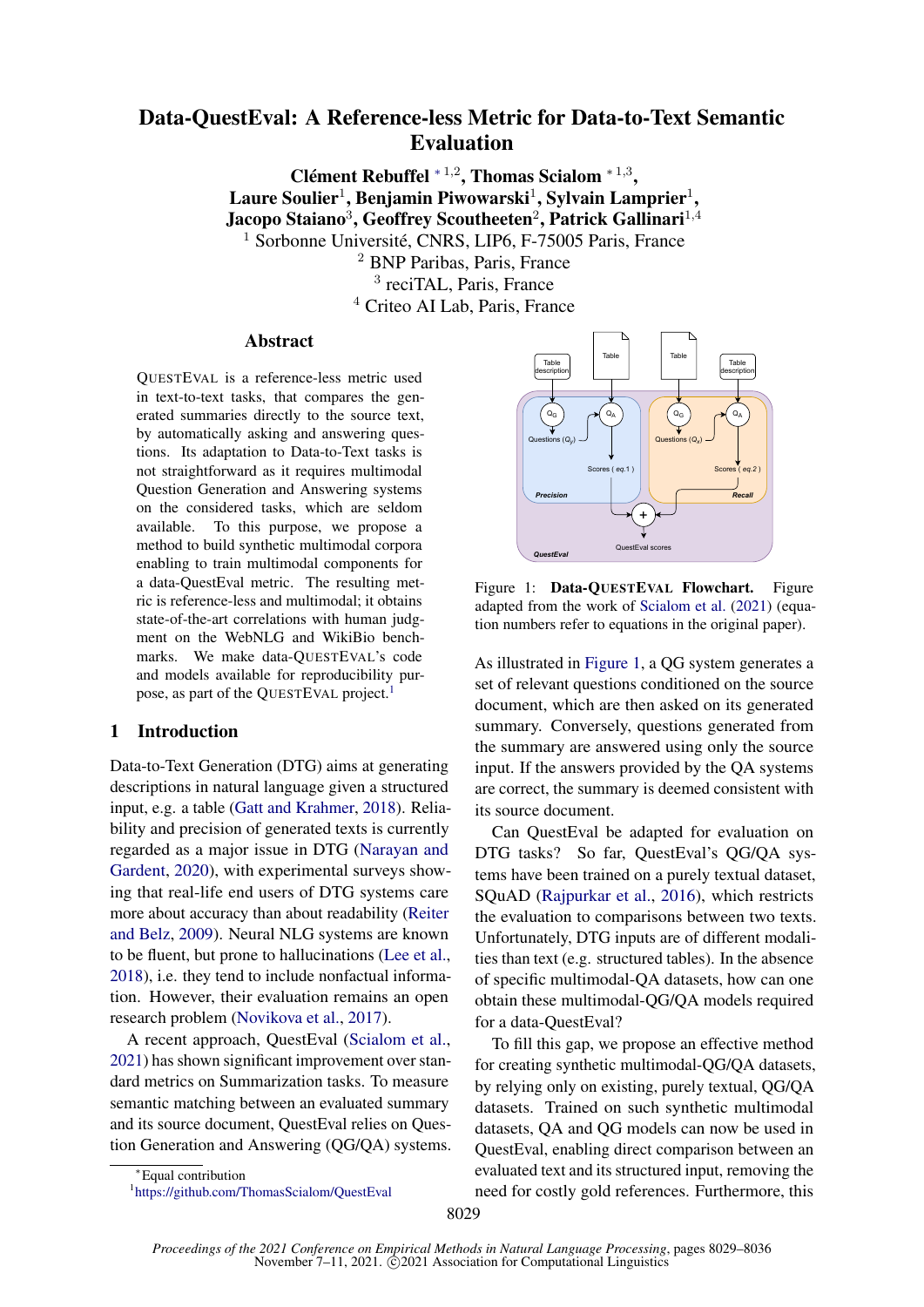# Data-QuestEval: A Reference-less Metric for Data-to-Text Semantic Evaluation

**Clément Rebuffel** *[1,2], **Thomas Scialom** *[1,3], **Laure Soulier**[1], **Benjamin Piwowarski**[1], **Sylvain Lamprier**[1], **Jacopo Staiano**[3], **Geoffrey Scoutheeten**[2], **Patrick Gallinari**[1,4]

[1] Sorbonne Université, CNRS, LIP6, F-75005 Paris, France
[2] BNP Paribas, Paris, France
[3] reciTAL, Paris, France
[4] Criteo AI Lab, Paris, France

## Abstract

QUESTEVAL is a reference-less metric used in text-to-text tasks, that compares the generated summaries directly to the source text, by automatically asking and answering questions. Its adaptation to Data-to-Text tasks is not straightforward as it requires multimodal Question Generation and Answering systems on the considered tasks, which are seldom available. To this purpose, we propose a method to build synthetic multimodal corpora enabling to train multimodal components for a data-QuestEval metric. The resulting metric is reference-less and multimodal; it obtains state-of-the-art correlations with human judgment on the WebNLG and WikiBio benchmarks. We make data-QUESTEVAL's code and models available for reproducibility purpose, as part of the QUESTEVAL project.[1]

## 1 Introduction

Data-to-Text Generation (DTG) aims at generating descriptions in natural language given a structured input, e.g. a table (Gatt and Krahmer, 2018). Reliability and precision of generated texts is currently regarded as a major issue in DTG (Narayan and Gardent, 2020), with experimental surveys showing that real-life end users of DTG systems care more about accuracy than about readability (Reiter and Belz, 2009). Neural NLG systems are known to be fluent, but prone to hallucinations (Lee et al., 2018), i.e. they tend to include nonfactual information. However, their evaluation remains an open research problem (Novikova et al., 2017).

A recent approach, QuestEval (Scialom et al., 2021) has shown significant improvement over standard metrics on Summarization tasks. To measure semantic matching between an evaluated summary and its source document, QuestEval relies on Question Generation and Answering (QG/QA) systems.

Figure 1: **Data-QUESTEVAL Flowchart.** Figure adapted from the work of Scialom et al. (2021) (equation numbers refer to equations in the original paper).

As illustrated in Figure 1, a QG system generates a set of relevant questions conditioned on the source document, which are then asked on its generated summary. Conversely, questions generated from the summary are answered using only the source input. If the answers provided by the QA systems are correct, the summary is deemed consistent with its source document.

Can QuestEval be adapted for evaluation on DTG tasks? So far, QuestEval's QG/QA systems have been trained on a purely textual dataset, SQuAD (Rajpurkar et al., 2016), which restricts the evaluation to comparisons between two texts. Unfortunately, DTG inputs are of different modalities than text (e.g. structured tables). In the absence of specific multimodal-QA datasets, how can one obtain these multimodal-QG/QA models required for a data-QuestEval?

To fill this gap, we propose an effective method for creating synthetic multimodal-QG/QA datasets, by relying only on existing, purely textual, QG/QA datasets. Trained on such synthetic multimodal datasets, QA and QG models can now be used in QuestEval, enabling direct comparison between an evaluated text and its structured input, removing the need for costly gold references. Furthermore, this

*Equal contribution

[1] https://github.com/ThomasScialom/QuestEval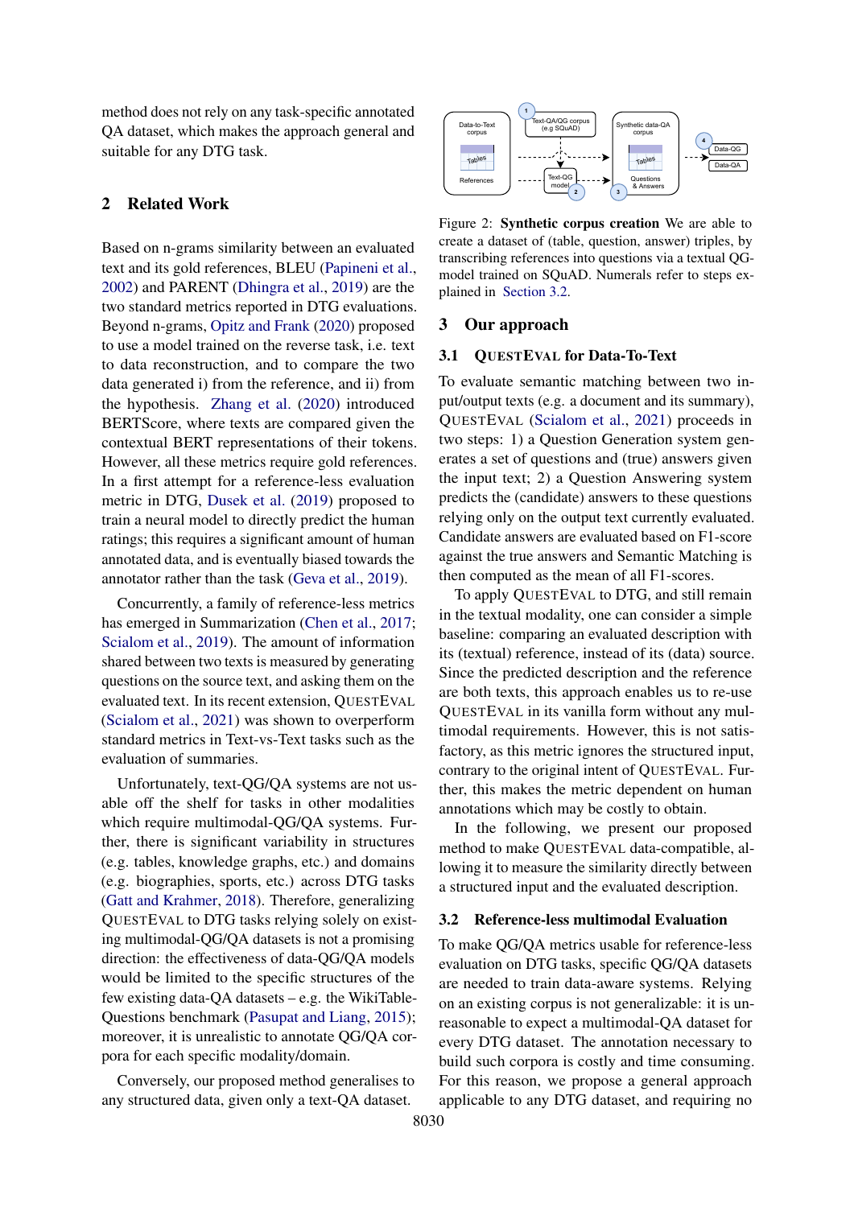method does not rely on any task-specific annotated QA dataset, which makes the approach general and suitable for any DTG task.

## 2 Related Work

Based on n-grams similarity between an evaluated text and its gold references, BLEU (Papineni et al., 2002) and PARENT (Dhingra et al., 2019) are the two standard metrics reported in DTG evaluations. Beyond n-grams, Opitz and Frank (2020) proposed to use a model trained on the reverse task, i.e. text to data reconstruction, and to compare the two data generated i) from the reference, and ii) from the hypothesis. Zhang et al. (2020) introduced BERTScore, where texts are compared given the contextual BERT representations of their tokens. However, all these metrics require gold references. In a first attempt for a reference-less evaluation metric in DTG, Dusek et al. (2019) proposed to train a neural model to directly predict the human ratings; this requires a significant amount of human annotated data, and is eventually biased towards the annotator rather than the task (Geva et al., 2019).

Concurrently, a family of reference-less metrics has emerged in Summarization (Chen et al., 2017; Scialom et al., 2019). The amount of information shared between two texts is measured by generating questions on the source text, and asking them on the evaluated text. In its recent extension, QUESTEVAL (Scialom et al., 2021) was shown to overperform standard metrics in Text-vs-Text tasks such as the evaluation of summaries.

Unfortunately, text-QG/QA systems are not usable off the shelf for tasks in other modalities which require multimodal-QG/QA systems. Further, there is significant variability in structures (e.g. tables, knowledge graphs, etc.) and domains (e.g. biographies, sports, etc.) across DTG tasks (Gatt and Krahmer, 2018). Therefore, generalizing QUESTEVAL to DTG tasks relying solely on existing multimodal-QG/QA datasets is not a promising direction: the effectiveness of data-QG/QA models would be limited to the specific structures of the few existing data-QA datasets – e.g. the WikiTable-Questions benchmark (Pasupat and Liang, 2015); moreover, it is unrealistic to annotate QG/QA corpora for each specific modality/domain.

Conversely, our proposed method generalises to any structured data, given only a text-QA dataset.

Figure 2: **Synthetic corpus creation** We are able to create a dataset of (table, question, answer) triples, by transcribing references into questions via a textual QG-model trained on SQuAD. Numerals refer to steps explained in Section 3.2.

## 3 Our approach

### 3.1 QUESTEVAL for Data-To-Text

To evaluate semantic matching between two input/output texts (e.g. a document and its summary), QUESTEVAL (Scialom et al., 2021) proceeds in two steps: 1) a Question Generation system generates a set of questions and (true) answers given the input text; 2) a Question Answering system predicts the (candidate) answers to these questions relying only on the output text currently evaluated. Candidate answers are evaluated based on F1-score against the true answers and Semantic Matching is then computed as the mean of all F1-scores.

To apply QUESTEVAL to DTG, and still remain in the textual modality, one can consider a simple baseline: comparing an evaluated description with its (textual) reference, instead of its (data) source. Since the predicted description and the reference are both texts, this approach enables us to re-use QUESTEVAL in its vanilla form without any multimodal requirements. However, this is not satisfactory, as this metric ignores the structured input, contrary to the original intent of QUESTEVAL. Further, this makes the metric dependent on human annotations which may be costly to obtain.

In the following, we present our proposed method to make QUESTEVAL data-compatible, allowing it to measure the similarity directly between a structured input and the evaluated description.

### 3.2 Reference-less multimodal Evaluation

To make QG/QA metrics usable for reference-less evaluation on DTG tasks, specific QG/QA datasets are needed to train data-aware systems. Relying on an existing corpus is not generalizable: it is unreasonable to expect a multimodal-QA dataset for every DTG dataset. The annotation necessary to build such corpora is costly and time consuming. For this reason, we propose a general approach applicable to any DTG dataset, and requiring no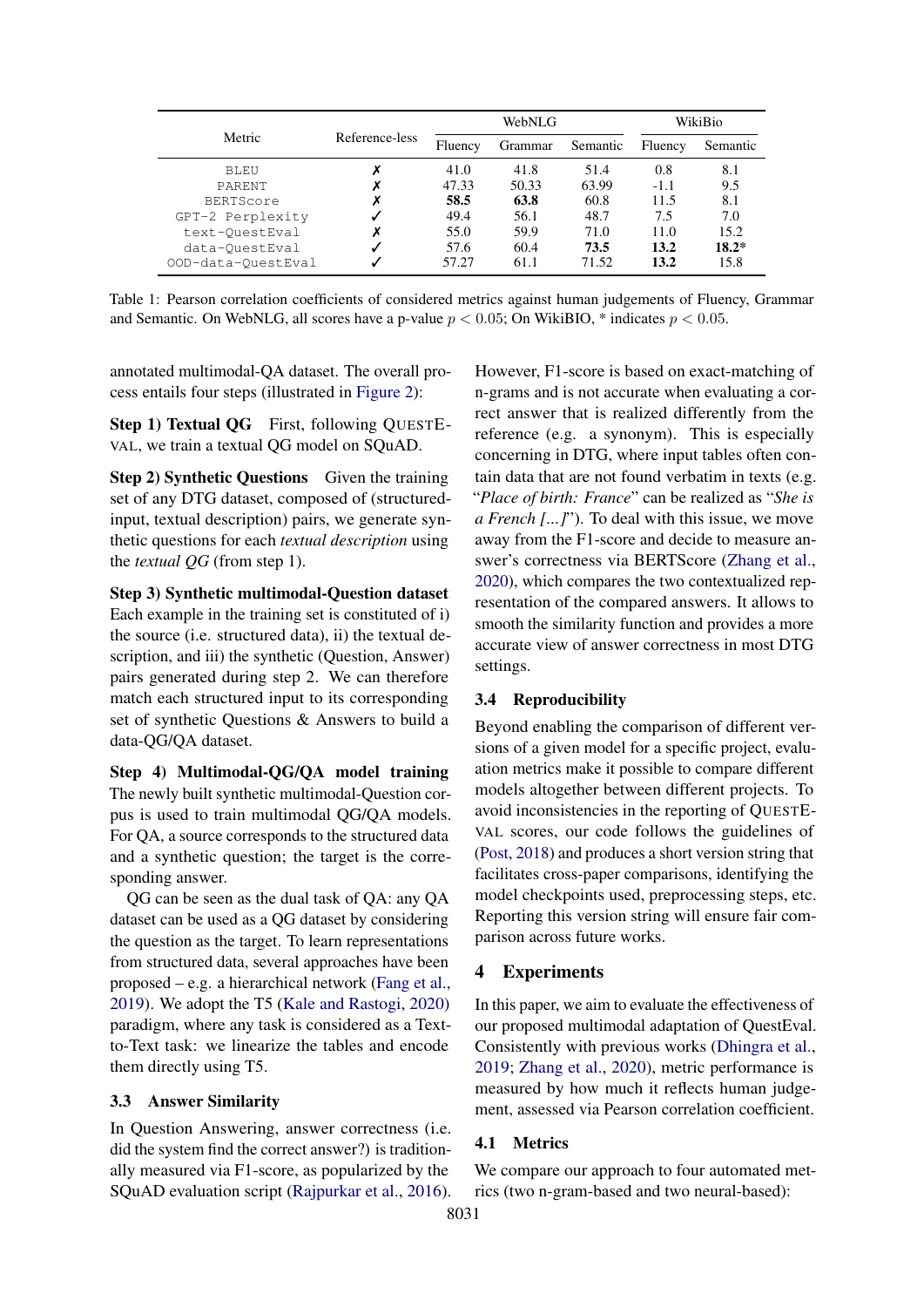| Metric | Reference-less | WebNLG | | | WikiBio | |
|---|---|---|---|---|---|---|
| | | Fluency | Grammar | Semantic | Fluency | Semantic |
| BLEU | ✗ | 41.0 | 41.8 | 51.4 | 0.8 | 8.1 |
| PARENT | ✗ | 47.33 | 50.33 | 63.99 | -1.1 | 9.5 |
| BERTScore | ✗ | **58.5** | **63.8** | 60.8 | 11.5 | 8.1 |
| GPT-2 Perplexity | ✓ | 49.4 | 56.1 | 48.7 | 7.5 | 7.0 |
| text-QuestEval | ✗ | 55.0 | 59.9 | 71.0 | 11.0 | 15.2 |
| data-QuestEval | ✓ | 57.6 | 60.4 | **73.5** | **13.2** | **18.2*** |
| OOD-data-QuestEval | ✓ | 57.27 | 61.1 | 71.52 | **13.2** | 15.8 |

Table 1: Pearson correlation coefficients of considered metrics against human judgements of Fluency, Grammar and Semantic. On WebNLG, all scores have a p-value $p < 0.05$; On WikiBIO, * indicates $p < 0.05$.

annotated multimodal-QA dataset. The overall process entails four steps (illustrated in Figure 2):

**Step 1) Textual QG** First, following QuestEval, we train a textual QG model on SQuAD.

**Step 2) Synthetic Questions** Given the training set of any DTG dataset, composed of (structured-input, textual description) pairs, we generate synthetic questions for each *textual description* using the *textual QG* (from step 1).

**Step 3) Synthetic multimodal-Question dataset** Each example in the training set is constituted of i) the source (i.e. structured data), ii) the textual description, and iii) the synthetic (Question, Answer) pairs generated during step 2. We can therefore match each structured input to its corresponding set of synthetic Questions & Answers to build a data-QG/QA dataset.

**Step 4) Multimodal-QG/QA model training** The newly built synthetic multimodal-Question corpus is used to train multimodal QG/QA models. For QA, a source corresponds to the structured data and a synthetic question; the target is the corresponding answer.

QG can be seen as the dual task of QA: any QA dataset can be used as a QG dataset by considering the question as the target. To learn representations from structured data, several approaches have been proposed – e.g. a hierarchical network (Fang et al., 2019). We adopt the T5 (Kale and Rastogi, 2020) paradigm, where any task is considered as a Text-to-Text task: we linearize the tables and encode them directly using T5.

### 3.3 Answer Similarity

In Question Answering, answer correctness (i.e. did the system find the correct answer?) is traditionally measured via F1-score, as popularized by the SQuAD evaluation script (Rajpurkar et al., 2016). However, F1-score is based on exact-matching of n-grams and is not accurate when evaluating a correct answer that is realized differently from the reference (e.g. a synonym). This is especially concerning in DTG, where input tables often contain data that are not found verbatim in texts (e.g. "*Place of birth: France*" can be realized as "*She is a French [...]*"). To deal with this issue, we move away from the F1-score and decide to measure answer's correctness via BERTScore (Zhang et al., 2020), which compares the two contextualized representation of the compared answers. It allows to smooth the similarity function and provides a more accurate view of answer correctness in most DTG settings.

### 3.4 Reproducibility

Beyond enabling the comparison of different versions of a given model for a specific project, evaluation metrics make it possible to compare different models altogether between different projects. To avoid inconsistencies in the reporting of QuestEval scores, our code follows the guidelines of (Post, 2018) and produces a short version string that facilitates cross-paper comparisons, identifying the model checkpoints used, preprocessing steps, etc. Reporting this version string will ensure fair comparison across future works.

## 4 Experiments

In this paper, we aim to evaluate the effectiveness of our proposed multimodal adaptation of QuestEval. Consistently with previous works (Dhingra et al., 2019; Zhang et al., 2020), metric performance is measured by how much it reflects human judgement, assessed via Pearson correlation coefficient.

### 4.1 Metrics

We compare our approach to four automated metrics (two n-gram-based and two neural-based):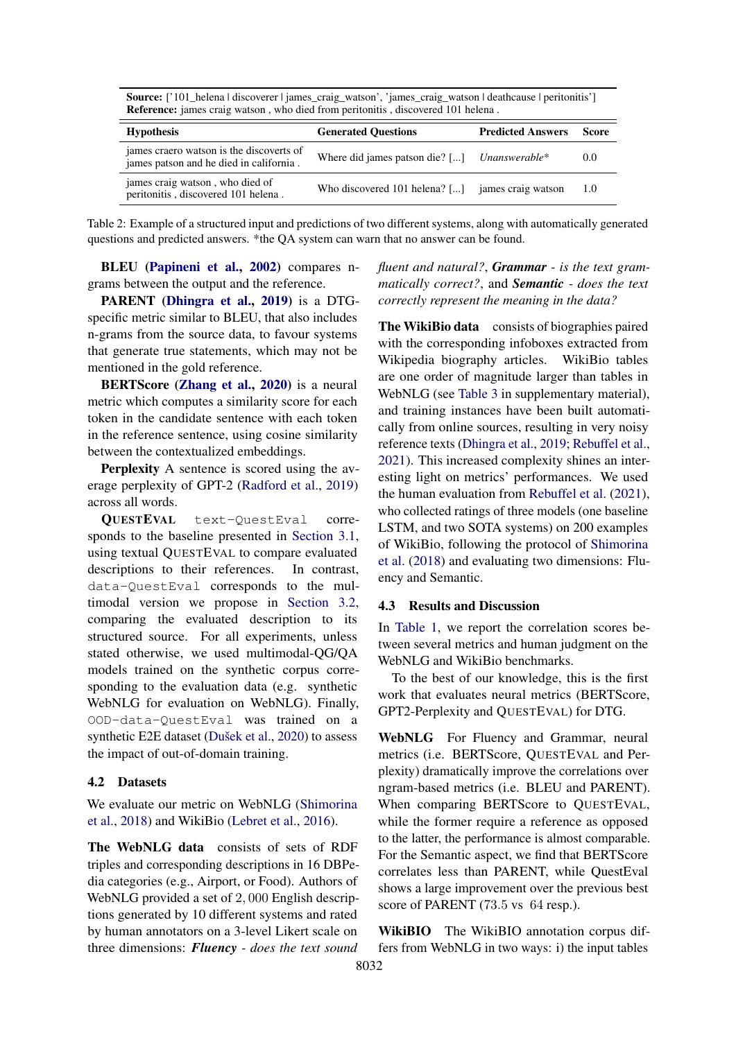**Source:** ['101_helena | discoverer | james_craig_watson', 'james_craig_watson | deathcause | peritonitis']
**Reference:** james craig watson , who died from peritonitis , discovered 101 helena .

| Hypothesis | Generated Questions | Predicted Answers | Score |
|---|---|---|---|
| james craero watson is the discoverts of james patson and he died in california . | Where did james patson die? [...] | *Unanswerable** | 0.0 |
| james craig watson , who died of peritonitis , discovered 101 helena . | Who discovered 101 helena? [...] | james craig watson | 1.0 |

Table 2: Example of a structured input and predictions of two different systems, along with automatically generated questions and predicted answers. *the QA system can warn that no answer can be found.

**BLEU** (**Papineni et al., 2002**) compares n-grams between the output and the reference.

**PARENT** (**Dhingra et al., 2019**) is a DTG-specific metric similar to BLEU, that also includes n-grams from the source data, to favour systems that generate true statements, which may not be mentioned in the gold reference.

**BERTScore** (**Zhang et al., 2020**) is a neural metric which computes a similarity score for each token in the candidate sentence with each token in the reference sentence, using cosine similarity between the contextualized embeddings.

**Perplexity** A sentence is scored using the average perplexity of GPT-2 (Radford et al., 2019) across all words.

**QUESTEVAL** `text-QuestEval` corresponds to the baseline presented in Section 3.1, using textual QUESTEVAL to compare evaluated descriptions to their references. In contrast, `data-QuestEval` corresponds to the multimodal version we propose in Section 3.2, comparing the evaluated description to its structured source. For all experiments, unless stated otherwise, we used multimodal-QG/QA models trained on the synthetic corpus corresponding to the evaluation data (e.g. synthetic WebNLG for evaluation on WebNLG). Finally, `OOD-data-QuestEval` was trained on a synthetic E2E dataset (Dušek et al., 2020) to assess the impact of out-of-domain training.

## 4.2 Datasets

We evaluate our metric on WebNLG (Shimorina et al., 2018) and WikiBio (Lebret et al., 2016).

**The WebNLG data** consists of sets of RDF triples and corresponding descriptions in 16 DBPedia categories (e.g., Airport, or Food). Authors of WebNLG provided a set of 2,000 English descriptions generated by 10 different systems and rated by human annotators on a 3-level Likert scale on three dimensions: ***Fluency*** *- does the text sound fluent and natural?*, ***Grammar*** *- is the text grammatically correct?*, and ***Semantic*** *- does the text correctly represent the meaning in the data?*

**The WikiBio data** consists of biographies paired with the corresponding infoboxes extracted from Wikipedia biography articles. WikiBio tables are one order of magnitude larger than tables in WebNLG (see Table 3 in supplementary material), and training instances have been built automatically from online sources, resulting in very noisy reference texts (Dhingra et al., 2019; Rebuffel et al., 2021). This increased complexity shines an interesting light on metrics' performances. We used the human evaluation from Rebuffel et al. (2021), who collected ratings of three models (one baseline LSTM, and two SOTA systems) on 200 examples of WikiBio, following the protocol of Shimorina et al. (2018) and evaluating two dimensions: Fluency and Semantic.

## 4.3 Results and Discussion

In Table 1, we report the correlation scores between several metrics and human judgment on the WebNLG and WikiBio benchmarks.

To the best of our knowledge, this is the first work that evaluates neural metrics (BERTScore, GPT2-Perplexity and QUESTEVAL) for DTG.

**WebNLG** For Fluency and Grammar, neural metrics (i.e. BERTScore, QUESTEVAL and Perplexity) dramatically improve the correlations over ngram-based metrics (i.e. BLEU and PARENT). When comparing BERTScore to QUESTEVAL, while the former require a reference as opposed to the latter, the performance is almost comparable. For the Semantic aspect, we find that BERTScore correlates less than PARENT, while QuestEval shows a large improvement over the previous best score of PARENT (73.5 vs 64 resp.).

**WikiBIO** The WikiBIO annotation corpus differs from WebNLG in two ways: i) the input tables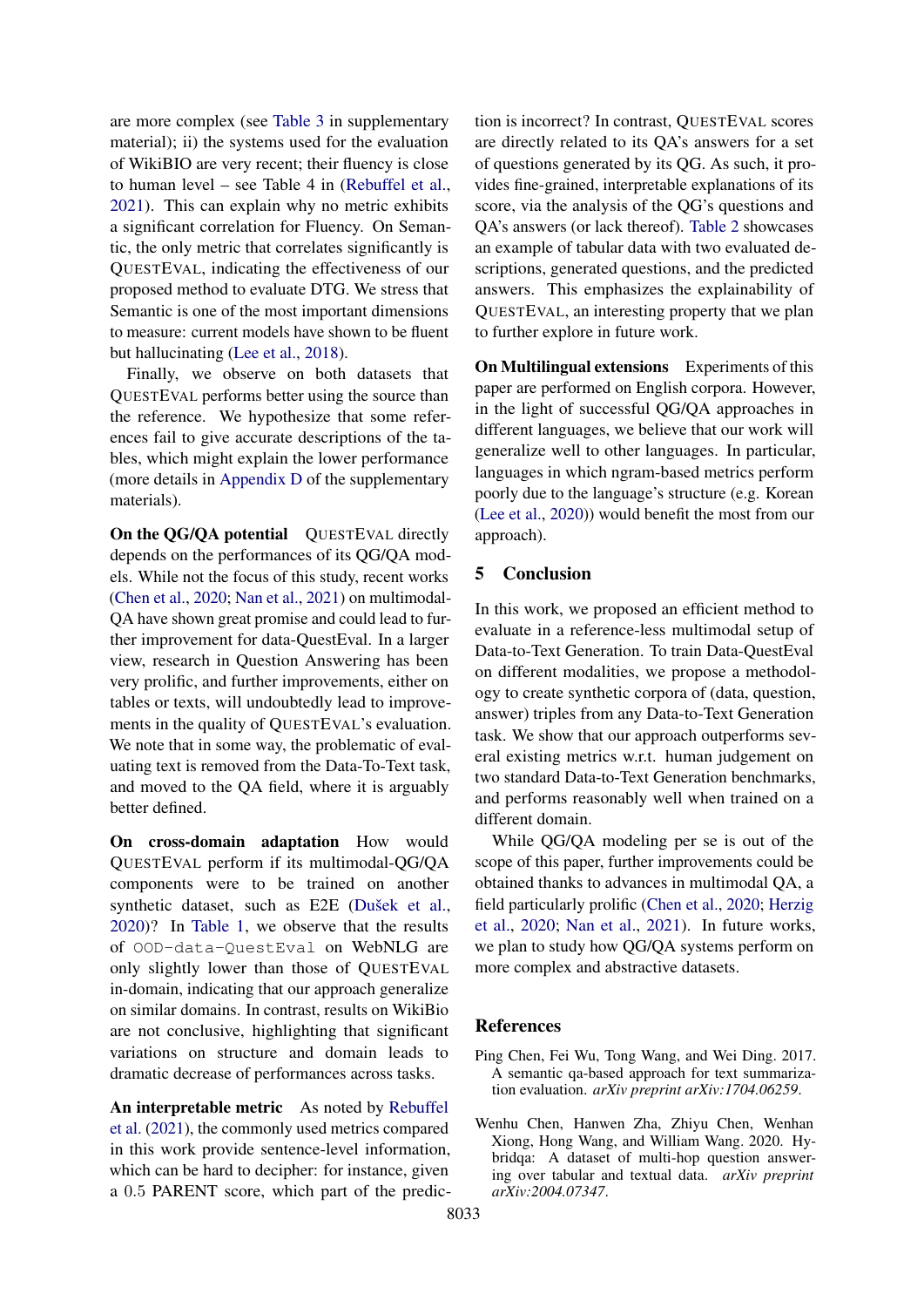are more complex (see Table 3 in supplementary material); ii) the systems used for the evaluation of WikiBIO are very recent; their fluency is close to human level – see Table 4 in (Rebuffel et al., 2021). This can explain why no metric exhibits a significant correlation for Fluency. On Semantic, the only metric that correlates significantly is QUESTEVAL, indicating the effectiveness of our proposed method to evaluate DTG. We stress that Semantic is one of the most important dimensions to measure: current models have shown to be fluent but hallucinating (Lee et al., 2018).

Finally, we observe on both datasets that QUESTEVAL performs better using the source than the reference. We hypothesize that some references fail to give accurate descriptions of the tables, which might explain the lower performance (more details in Appendix D of the supplementary materials).

**On the QG/QA potential** QUESTEVAL directly depends on the performances of its QG/QA models. While not the focus of this study, recent works (Chen et al., 2020; Nan et al., 2021) on multimodal-QA have shown great promise and could lead to further improvement for data-QuestEval. In a larger view, research in Question Answering has been very prolific, and further improvements, either on tables or texts, will undoubtedly lead to improvements in the quality of QUESTEVAL's evaluation. We note that in some way, the problematic of evaluating text is removed from the Data-To-Text task, and moved to the QA field, where it is arguably better defined.

**On cross-domain adaptation** How would QUESTEVAL perform if its multimodal-QG/QA components were to be trained on another synthetic dataset, such as E2E (Dušek et al., 2020)? In Table 1, we observe that the results of `OOD-data-QuestEval` on WebNLG are only slightly lower than those of QUESTEVAL in-domain, indicating that our approach generalize on similar domains. In contrast, results on WikiBio are not conclusive, highlighting that significant variations on structure and domain leads to dramatic decrease of performances across tasks.

**An interpretable metric** As noted by Rebuffel et al. (2021), the commonly used metrics compared in this work provide sentence-level information, which can be hard to decipher: for instance, given a 0.5 PARENT score, which part of the prediction is incorrect? In contrast, QUESTEVAL scores are directly related to its QA's answers for a set of questions generated by its QG. As such, it provides fine-grained, interpretable explanations of its score, via the analysis of the QG's questions and QA's answers (or lack thereof). Table 2 showcases an example of tabular data with two evaluated descriptions, generated questions, and the predicted answers. This emphasizes the explainability of QUESTEVAL, an interesting property that we plan to further explore in future work.

**On Multilingual extensions** Experiments of this paper are performed on English corpora. However, in the light of successful QG/QA approaches in different languages, we believe that our work will generalize well to other languages. In particular, languages in which ngram-based metrics perform poorly due to the language's structure (e.g. Korean (Lee et al., 2020)) would benefit the most from our approach).

## 5 Conclusion

In this work, we proposed an efficient method to evaluate in a reference-less multimodal setup of Data-to-Text Generation. To train Data-QuestEval on different modalities, we propose a methodology to create synthetic corpora of (data, question, answer) triples from any Data-to-Text Generation task. We show that our approach outperforms several existing metrics w.r.t. human judgement on two standard Data-to-Text Generation benchmarks, and performs reasonably well when trained on a different domain.

While QG/QA modeling per se is out of the scope of this paper, further improvements could be obtained thanks to advances in multimodal QA, a field particularly prolific (Chen et al., 2020; Herzig et al., 2020; Nan et al., 2021). In future works, we plan to study how QG/QA systems perform on more complex and abstractive datasets.

## References

Ping Chen, Fei Wu, Tong Wang, and Wei Ding. 2017. A semantic qa-based approach for text summarization evaluation. *arXiv preprint arXiv:1704.06259*.

Wenhu Chen, Hanwen Zha, Zhiyu Chen, Wenhan Xiong, Hong Wang, and William Wang. 2020. Hybridqa: A dataset of multi-hop question answering over tabular and textual data. *arXiv preprint arXiv:2004.07347*.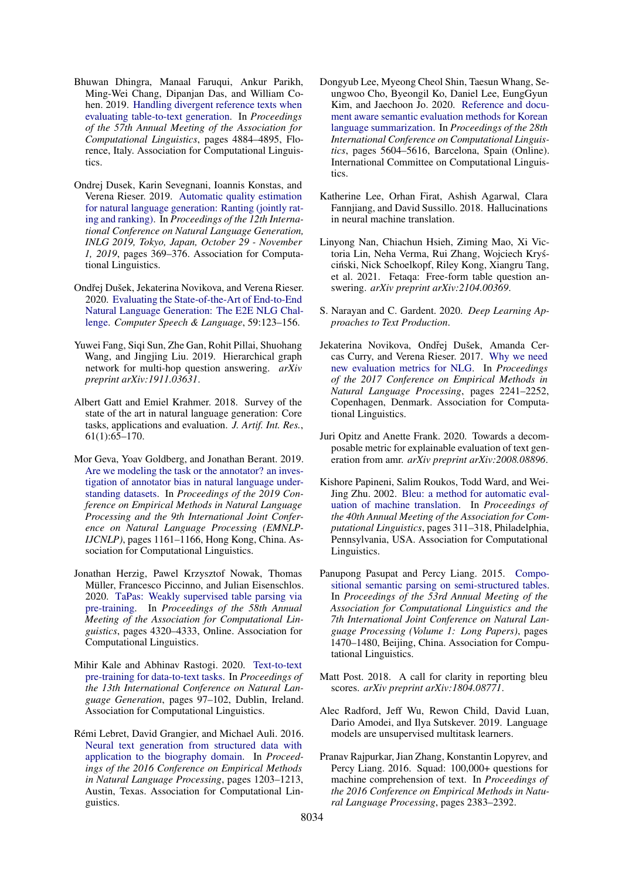Bhuwan Dhingra, Manaal Faruqui, Ankur Parikh, Ming-Wei Chang, Dipanjan Das, and William Cohen. 2019. Handling divergent reference texts when evaluating table-to-text generation. In *Proceedings of the 57th Annual Meeting of the Association for Computational Linguistics*, pages 4884–4895, Florence, Italy. Association for Computational Linguistics.

Ondrej Dusek, Karin Sevegnani, Ioannis Konstas, and Verena Rieser. 2019. Automatic quality estimation for natural language generation: Ranting (jointly rating and ranking). In *Proceedings of the 12th International Conference on Natural Language Generation, INLG 2019, Tokyo, Japan, October 29 - November 1, 2019*, pages 369–376. Association for Computational Linguistics.

Ondřej Dušek, Jekaterina Novikova, and Verena Rieser. 2020. Evaluating the State-of-the-Art of End-to-End Natural Language Generation: The E2E NLG Challenge. *Computer Speech & Language*, 59:123–156.

Yuwei Fang, Siqi Sun, Zhe Gan, Rohit Pillai, Shuohang Wang, and Jingjing Liu. 2019. Hierarchical graph network for multi-hop question answering. *arXiv preprint arXiv:1911.03631*.

Albert Gatt and Emiel Krahmer. 2018. Survey of the state of the art in natural language generation: Core tasks, applications and evaluation. *J. Artif. Int. Res.*, 61(1):65–170.

Mor Geva, Yoav Goldberg, and Jonathan Berant. 2019. Are we modeling the task or the annotator? an investigation of annotator bias in natural language understanding datasets. In *Proceedings of the 2019 Conference on Empirical Methods in Natural Language Processing and the 9th International Joint Conference on Natural Language Processing (EMNLP-IJCNLP)*, pages 1161–1166, Hong Kong, China. Association for Computational Linguistics.

Jonathan Herzig, Pawel Krzysztof Nowak, Thomas Müller, Francesco Piccinno, and Julian Eisenschlos. 2020. TaPas: Weakly supervised table parsing via pre-training. In *Proceedings of the 58th Annual Meeting of the Association for Computational Linguistics*, pages 4320–4333, Online. Association for Computational Linguistics.

Mihir Kale and Abhinav Rastogi. 2020. Text-to-text pre-training for data-to-text tasks. In *Proceedings of the 13th International Conference on Natural Language Generation*, pages 97–102, Dublin, Ireland. Association for Computational Linguistics.

Rémi Lebret, David Grangier, and Michael Auli. 2016. Neural text generation from structured data with application to the biography domain. In *Proceedings of the 2016 Conference on Empirical Methods in Natural Language Processing*, pages 1203–1213, Austin, Texas. Association for Computational Linguistics.

Dongyub Lee, Myeong Cheol Shin, Taesun Whang, Seungwoo Cho, Byeongil Ko, Daniel Lee, EungGyun Kim, and Jaechoon Jo. 2020. Reference and document aware semantic evaluation methods for Korean language summarization. In *Proceedings of the 28th International Conference on Computational Linguistics*, pages 5604–5616, Barcelona, Spain (Online). International Committee on Computational Linguistics.

Katherine Lee, Orhan Firat, Ashish Agarwal, Clara Fannjiang, and David Sussillo. 2018. Hallucinations in neural machine translation.

Linyong Nan, Chiachun Hsieh, Ziming Mao, Xi Victoria Lin, Neha Verma, Rui Zhang, Wojciech Kryściński, Nick Schoelkopf, Riley Kong, Xiangru Tang, et al. 2021. Fetaqa: Free-form table question answering. *arXiv preprint arXiv:2104.00369*.

S. Narayan and C. Gardent. 2020. *Deep Learning Approaches to Text Production*.

Jekaterina Novikova, Ondřej Dušek, Amanda Cercas Curry, and Verena Rieser. 2017. Why we need new evaluation metrics for NLG. In *Proceedings of the 2017 Conference on Empirical Methods in Natural Language Processing*, pages 2241–2252, Copenhagen, Denmark. Association for Computational Linguistics.

Juri Opitz and Anette Frank. 2020. Towards a decomposable metric for explainable evaluation of text generation from amr. *arXiv preprint arXiv:2008.08896*.

Kishore Papineni, Salim Roukos, Todd Ward, and Wei-Jing Zhu. 2002. Bleu: a method for automatic evaluation of machine translation. In *Proceedings of the 40th Annual Meeting of the Association for Computational Linguistics*, pages 311–318, Philadelphia, Pennsylvania, USA. Association for Computational Linguistics.

Panupong Pasupat and Percy Liang. 2015. Compositional semantic parsing on semi-structured tables. In *Proceedings of the 53rd Annual Meeting of the Association for Computational Linguistics and the 7th International Joint Conference on Natural Language Processing (Volume 1: Long Papers)*, pages 1470–1480, Beijing, China. Association for Computational Linguistics.

Matt Post. 2018. A call for clarity in reporting bleu scores. *arXiv preprint arXiv:1804.08771*.

Alec Radford, Jeff Wu, Rewon Child, David Luan, Dario Amodei, and Ilya Sutskever. 2019. Language models are unsupervised multitask learners.

Pranav Rajpurkar, Jian Zhang, Konstantin Lopyrev, and Percy Liang. 2016. Squad: 100,000+ questions for machine comprehension of text. In *Proceedings of the 2016 Conference on Empirical Methods in Natural Language Processing*, pages 2383–2392.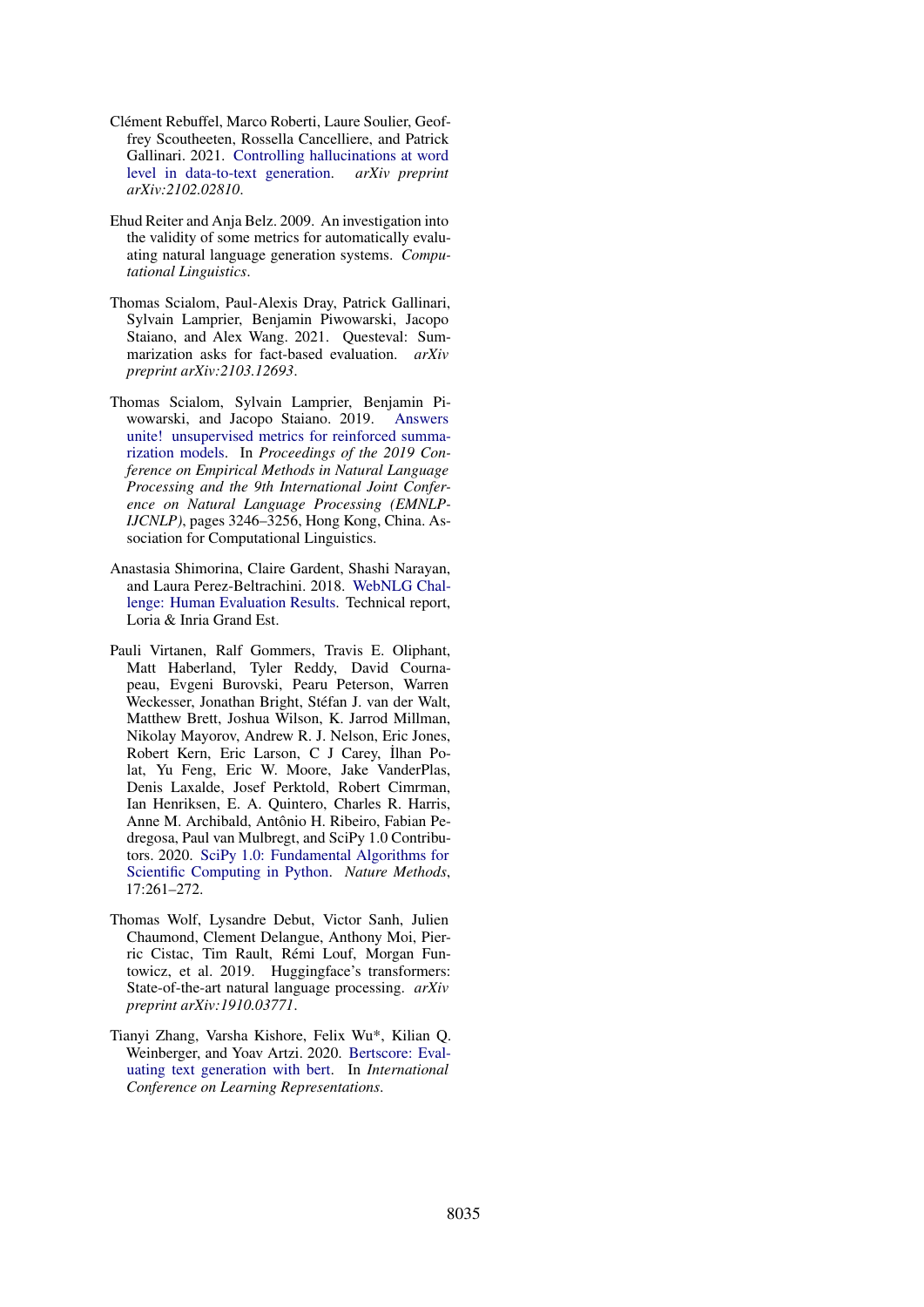Clément Rebuffel, Marco Roberti, Laure Soulier, Geoffrey Scoutheeten, Rossella Cancelliere, and Patrick Gallinari. 2021. Controlling hallucinations at word level in data-to-text generation. *arXiv preprint arXiv:2102.02810*.

Ehud Reiter and Anja Belz. 2009. An investigation into the validity of some metrics for automatically evaluating natural language generation systems. *Computational Linguistics*.

Thomas Scialom, Paul-Alexis Dray, Patrick Gallinari, Sylvain Lamprier, Benjamin Piwowarski, Jacopo Staiano, and Alex Wang. 2021. Questeval: Summarization asks for fact-based evaluation. *arXiv preprint arXiv:2103.12693*.

Thomas Scialom, Sylvain Lamprier, Benjamin Piwowarski, and Jacopo Staiano. 2019. Answers unite! unsupervised metrics for reinforced summarization models. In *Proceedings of the 2019 Conference on Empirical Methods in Natural Language Processing and the 9th International Joint Conference on Natural Language Processing (EMNLP-IJCNLP)*, pages 3246–3256, Hong Kong, China. Association for Computational Linguistics.

Anastasia Shimorina, Claire Gardent, Shashi Narayan, and Laura Perez-Beltrachini. 2018. WebNLG Challenge: Human Evaluation Results. Technical report, Loria & Inria Grand Est.

Pauli Virtanen, Ralf Gommers, Travis E. Oliphant, Matt Haberland, Tyler Reddy, David Cournapeau, Evgeni Burovski, Pearu Peterson, Warren Weckesser, Jonathan Bright, Stéfan J. van der Walt, Matthew Brett, Joshua Wilson, K. Jarrod Millman, Nikolay Mayorov, Andrew R. J. Nelson, Eric Jones, Robert Kern, Eric Larson, C J Carey, İlhan Polat, Yu Feng, Eric W. Moore, Jake VanderPlas, Denis Laxalde, Josef Perktold, Robert Cimrman, Ian Henriksen, E. A. Quintero, Charles R. Harris, Anne M. Archibald, Antônio H. Ribeiro, Fabian Pedregosa, Paul van Mulbregt, and SciPy 1.0 Contributors. 2020. SciPy 1.0: Fundamental Algorithms for Scientific Computing in Python. *Nature Methods*, 17:261–272.

Thomas Wolf, Lysandre Debut, Victor Sanh, Julien Chaumond, Clement Delangue, Anthony Moi, Pierric Cistac, Tim Rault, Rémi Louf, Morgan Funtowicz, et al. 2019. Huggingface's transformers: State-of-the-art natural language processing. *arXiv preprint arXiv:1910.03771*.

Tianyi Zhang, Varsha Kishore, Felix Wu*, Kilian Q. Weinberger, and Yoav Artzi. 2020. Bertscore: Evaluating text generation with bert. In *International Conference on Learning Representations*.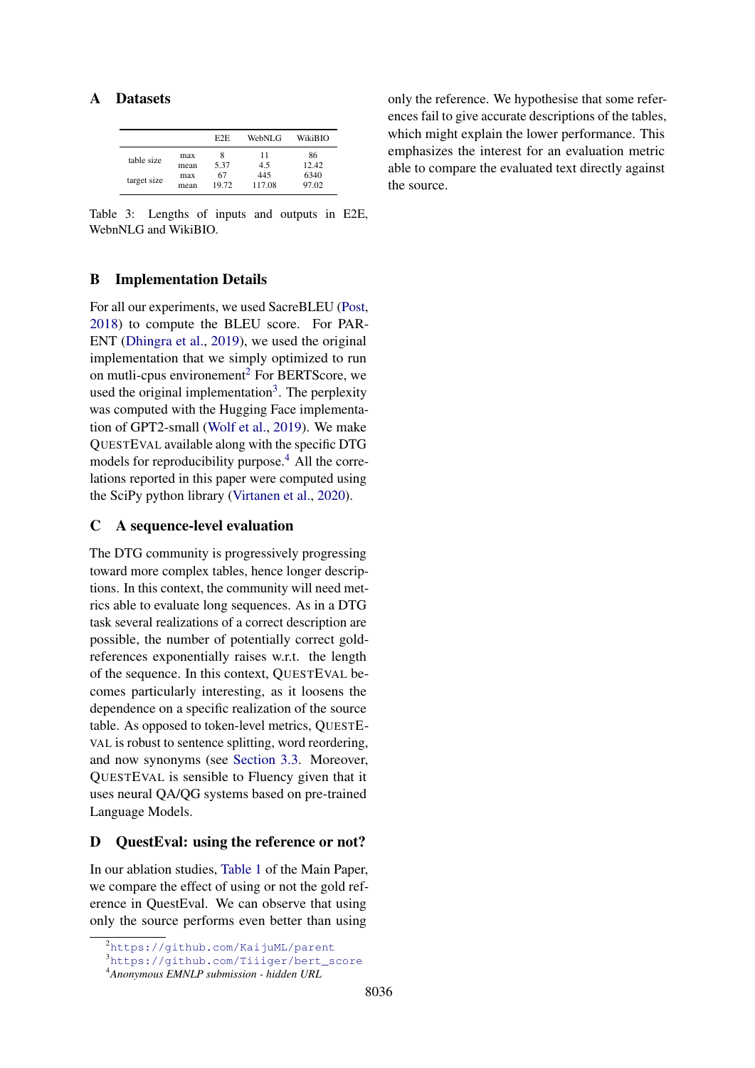## A Datasets

| | | E2E | WebNLG | WikiBIO |
|---|---|---|---|---|
| table size | max | 8 | 11 | 86 |
| | mean | 5.37 | 4.5 | 12.42 |
| target size | max | 67 | 445 | 6340 |
| | mean | 19.72 | 117.08 | 97.02 |

Table 3: Lengths of inputs and outputs in E2E, WebnNLG and WikiBIO.

## B Implementation Details

For all our experiments, we used SacreBLEU (Post, 2018) to compute the BLEU score. For PARENT (Dhingra et al., 2019), we used the original implementation that we simply optimized to run on mutli-cpus environement[2] For BERTScore, we used the original implementation[3]. The perplexity was computed with the Hugging Face implementation of GPT2-small (Wolf et al., 2019). We make QUESTEVAL available along with the specific DTG models for reproducibility purpose.[4] All the correlations reported in this paper were computed using the SciPy python library (Virtanen et al., 2020).

## C A sequence-level evaluation

The DTG community is progressively progressing toward more complex tables, hence longer descriptions. In this context, the community will need metrics able to evaluate long sequences. As in a DTG task several realizations of a correct description are possible, the number of potentially correct gold-references exponentially raises w.r.t. the length of the sequence. In this context, QUESTEVAL becomes particularly interesting, as it loosens the dependence on a specific realization of the source table. As opposed to token-level metrics, QUESTEVAL is robust to sentence splitting, word reordering, and now synonyms (see Section 3.3. Moreover, QUESTEVAL is sensible to Fluency given that it uses neural QA/QG systems based on pre-trained Language Models.

## D QuestEval: using the reference or not?

In our ablation studies, Table 1 of the Main Paper, we compare the effect of using or not the gold reference in QuestEval. We can observe that using only the source performs even better than using only the reference. We hypothesise that some references fail to give accurate descriptions of the tables, which might explain the lower performance. This emphasizes the interest for an evaluation metric able to compare the evaluated text directly against the source.

[2] https://github.com/KaijuML/parent
[3] https://github.com/Tiiiger/bert_score
[4] *Anonymous EMNLP submission - hidden URL*